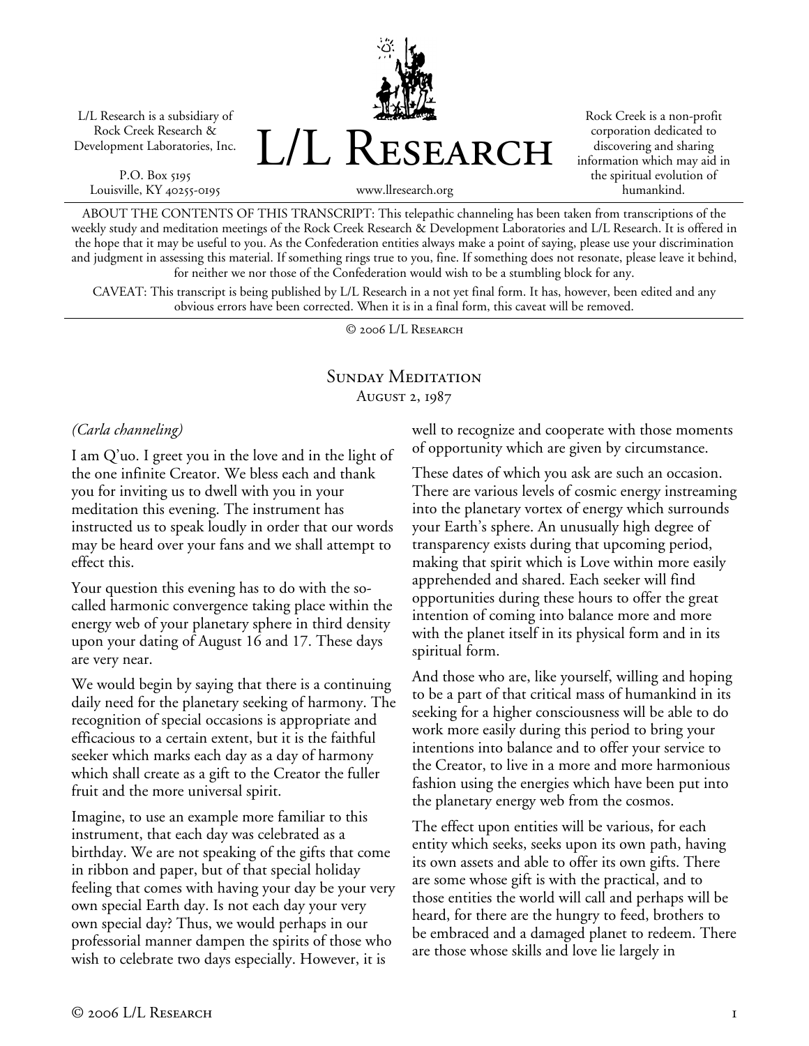L/L Research is a subsidiary of Rock Creek Research & Development Laboratories, Inc.

P.O. Box 5195
Louisville, KY 40255-0195

# L/L Research

www.llresearch.org

Rock Creek is a non-profit corporation dedicated to discovering and sharing information which may aid in the spiritual evolution of humankind.

ABOUT THE CONTENTS OF THIS TRANSCRIPT: This telepathic channeling has been taken from transcriptions of the weekly study and meditation meetings of the Rock Creek Research & Development Laboratories and L/L Research. It is offered in the hope that it may be useful to you. As the Confederation entities always make a point of saying, please use your discrimination and judgment in assessing this material. If something rings true to you, fine. If something does not resonate, please leave it behind, for neither we nor those of the Confederation would wish to be a stumbling block for any.

CAVEAT: This transcript is being published by L/L Research in a not yet final form. It has, however, been edited and any obvious errors have been corrected. When it is in a final form, this caveat will be removed.

© 2006 L/L Research

## Sunday Meditation

August 2, 1987

*(Carla channeling)*

I am Q'uo. I greet you in the love and in the light of the one infinite Creator. We bless each and thank you for inviting us to dwell with you in your meditation this evening. The instrument has instructed us to speak loudly in order that our words may be heard over your fans and we shall attempt to effect this.

Your question this evening has to do with the so-called harmonic convergence taking place within the energy web of your planetary sphere in third density upon your dating of August 16 and 17. These days are very near.

We would begin by saying that there is a continuing daily need for the planetary seeking of harmony. The recognition of special occasions is appropriate and efficacious to a certain extent, but it is the faithful seeker which marks each day as a day of harmony which shall create as a gift to the Creator the fuller fruit and the more universal spirit.

Imagine, to use an example more familiar to this instrument, that each day was celebrated as a birthday. We are not speaking of the gifts that come in ribbon and paper, but of that special holiday feeling that comes with having your day be your very own special Earth day. Is not each day your very own special day? Thus, we would perhaps in our professorial manner dampen the spirits of those who wish to celebrate two days especially. However, it is well to recognize and cooperate with those moments of opportunity which are given by circumstance.

These dates of which you ask are such an occasion. There are various levels of cosmic energy instreaming into the planetary vortex of energy which surrounds your Earth's sphere. An unusually high degree of transparency exists during that upcoming period, making that spirit which is Love within more easily apprehended and shared. Each seeker will find opportunities during these hours to offer the great intention of coming into balance more and more with the planet itself in its physical form and in its spiritual form.

And those who are, like yourself, willing and hoping to be a part of that critical mass of humankind in its seeking for a higher consciousness will be able to do work more easily during this period to bring your intentions into balance and to offer your service to the Creator, to live in a more and more harmonious fashion using the energies which have been put into the planetary energy web from the cosmos.

The effect upon entities will be various, for each entity which seeks, seeks upon its own path, having its own assets and able to offer its own gifts. There are some whose gift is with the practical, and to those entities the world will call and perhaps will be heard, for there are the hungry to feed, brothers to be embraced and a damaged planet to redeem. There are those whose skills and love lie largely in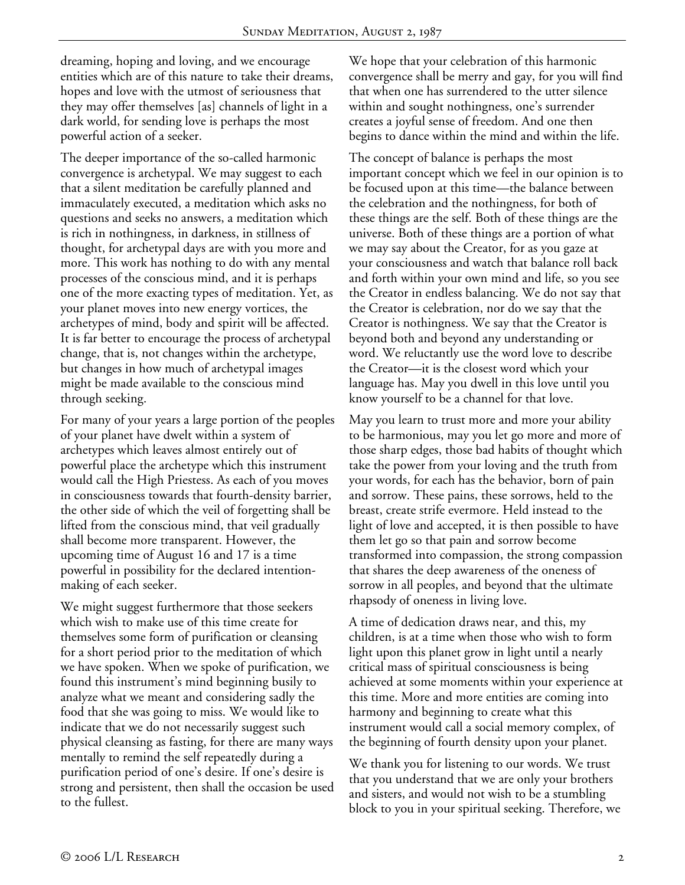dreaming, hoping and loving, and we encourage entities which are of this nature to take their dreams, hopes and love with the utmost of seriousness that they may offer themselves [as] channels of light in a dark world, for sending love is perhaps the most powerful action of a seeker.

The deeper importance of the so-called harmonic convergence is archetypal. We may suggest to each that a silent meditation be carefully planned and immaculately executed, a meditation which asks no questions and seeks no answers, a meditation which is rich in nothingness, in darkness, in stillness of thought, for archetypal days are with you more and more. This work has nothing to do with any mental processes of the conscious mind, and it is perhaps one of the more exacting types of meditation. Yet, as your planet moves into new energy vortices, the archetypes of mind, body and spirit will be affected. It is far better to encourage the process of archetypal change, that is, not changes within the archetype, but changes in how much of archetypal images might be made available to the conscious mind through seeking.

For many of your years a large portion of the peoples of your planet have dwelt within a system of archetypes which leaves almost entirely out of powerful place the archetype which this instrument would call the High Priestess. As each of you moves in consciousness towards that fourth-density barrier, the other side of which the veil of forgetting shall be lifted from the conscious mind, that veil gradually shall become more transparent. However, the upcoming time of August 16 and 17 is a time powerful in possibility for the declared intention-making of each seeker.

We might suggest furthermore that those seekers which wish to make use of this time create for themselves some form of purification or cleansing for a short period prior to the meditation of which we have spoken. When we spoke of purification, we found this instrument's mind beginning busily to analyze what we meant and considering sadly the food that she was going to miss. We would like to indicate that we do not necessarily suggest such physical cleansing as fasting, for there are many ways mentally to remind the self repeatedly during a purification period of one's desire. If one's desire is strong and persistent, then shall the occasion be used to the fullest.

We hope that your celebration of this harmonic convergence shall be merry and gay, for you will find that when one has surrendered to the utter silence within and sought nothingness, one's surrender creates a joyful sense of freedom. And one then begins to dance within the mind and within the life.

The concept of balance is perhaps the most important concept which we feel in our opinion is to be focused upon at this time—the balance between the celebration and the nothingness, for both of these things are the self. Both of these things are the universe. Both of these things are a portion of what we may say about the Creator, for as you gaze at your consciousness and watch that balance roll back and forth within your own mind and life, so you see the Creator in endless balancing. We do not say that the Creator is celebration, nor do we say that the Creator is nothingness. We say that the Creator is beyond both and beyond any understanding or word. We reluctantly use the word love to describe the Creator—it is the closest word which your language has. May you dwell in this love until you know yourself to be a channel for that love.

May you learn to trust more and more your ability to be harmonious, may you let go more and more of those sharp edges, those bad habits of thought which take the power from your loving and the truth from your words, for each has the behavior, born of pain and sorrow. These pains, these sorrows, held to the breast, create strife evermore. Held instead to the light of love and accepted, it is then possible to have them let go so that pain and sorrow become transformed into compassion, the strong compassion that shares the deep awareness of the oneness of sorrow in all peoples, and beyond that the ultimate rhapsody of oneness in living love.

A time of dedication draws near, and this, my children, is at a time when those who wish to form light upon this planet grow in light until a nearly critical mass of spiritual consciousness is being achieved at some moments within your experience at this time. More and more entities are coming into harmony and beginning to create what this instrument would call a social memory complex, of the beginning of fourth density upon your planet.

We thank you for listening to our words. We trust that you understand that we are only your brothers and sisters, and would not wish to be a stumbling block to you in your spiritual seeking. Therefore, we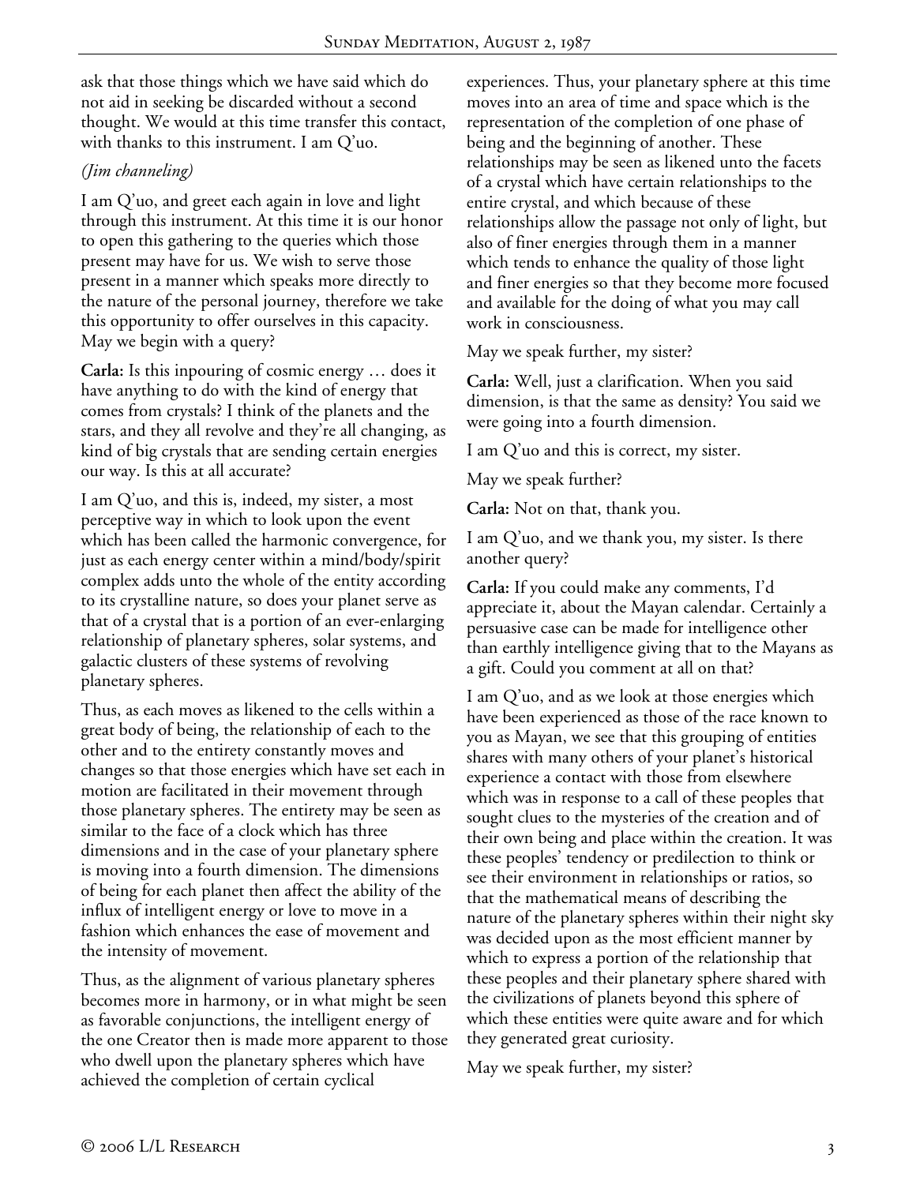ask that those things which we have said which do not aid in seeking be discarded without a second thought. We would at this time transfer this contact, with thanks to this instrument. I am Q'uo.

*(Jim channeling)*

I am Q'uo, and greet each again in love and light through this instrument. At this time it is our honor to open this gathering to the queries which those present may have for us. We wish to serve those present in a manner which speaks more directly to the nature of the personal journey, therefore we take this opportunity to offer ourselves in this capacity. May we begin with a query?

**Carla:** Is this inpouring of cosmic energy … does it have anything to do with the kind of energy that comes from crystals? I think of the planets and the stars, and they all revolve and they're all changing, as kind of big crystals that are sending certain energies our way. Is this at all accurate?

I am Q'uo, and this is, indeed, my sister, a most perceptive way in which to look upon the event which has been called the harmonic convergence, for just as each energy center within a mind/body/spirit complex adds unto the whole of the entity according to its crystalline nature, so does your planet serve as that of a crystal that is a portion of an ever-enlarging relationship of planetary spheres, solar systems, and galactic clusters of these systems of revolving planetary spheres.

Thus, as each moves as likened to the cells within a great body of being, the relationship of each to the other and to the entirety constantly moves and changes so that those energies which have set each in motion are facilitated in their movement through those planetary spheres. The entirety may be seen as similar to the face of a clock which has three dimensions and in the case of your planetary sphere is moving into a fourth dimension. The dimensions of being for each planet then affect the ability of the influx of intelligent energy or love to move in a fashion which enhances the ease of movement and the intensity of movement.

Thus, as the alignment of various planetary spheres becomes more in harmony, or in what might be seen as favorable conjunctions, the intelligent energy of the one Creator then is made more apparent to those who dwell upon the planetary spheres which have achieved the completion of certain cyclical experiences. Thus, your planetary sphere at this time moves into an area of time and space which is the representation of the completion of one phase of being and the beginning of another. These relationships may be seen as likened unto the facets of a crystal which have certain relationships to the entire crystal, and which because of these relationships allow the passage not only of light, but also of finer energies through them in a manner which tends to enhance the quality of those light and finer energies so that they become more focused and available for the doing of what you may call work in consciousness.

May we speak further, my sister?

**Carla:** Well, just a clarification. When you said dimension, is that the same as density? You said we were going into a fourth dimension.

I am Q'uo and this is correct, my sister.

May we speak further?

**Carla:** Not on that, thank you.

I am Q'uo, and we thank you, my sister. Is there another query?

**Carla:** If you could make any comments, I'd appreciate it, about the Mayan calendar. Certainly a persuasive case can be made for intelligence other than earthly intelligence giving that to the Mayans as a gift. Could you comment at all on that?

I am Q'uo, and as we look at those energies which have been experienced as those of the race known to you as Mayan, we see that this grouping of entities shares with many others of your planet's historical experience a contact with those from elsewhere which was in response to a call of these peoples that sought clues to the mysteries of the creation and of their own being and place within the creation. It was these peoples' tendency or predilection to think or see their environment in relationships or ratios, so that the mathematical means of describing the nature of the planetary spheres within their night sky was decided upon as the most efficient manner by which to express a portion of the relationship that these peoples and their planetary sphere shared with the civilizations of planets beyond this sphere of which these entities were quite aware and for which they generated great curiosity.

May we speak further, my sister?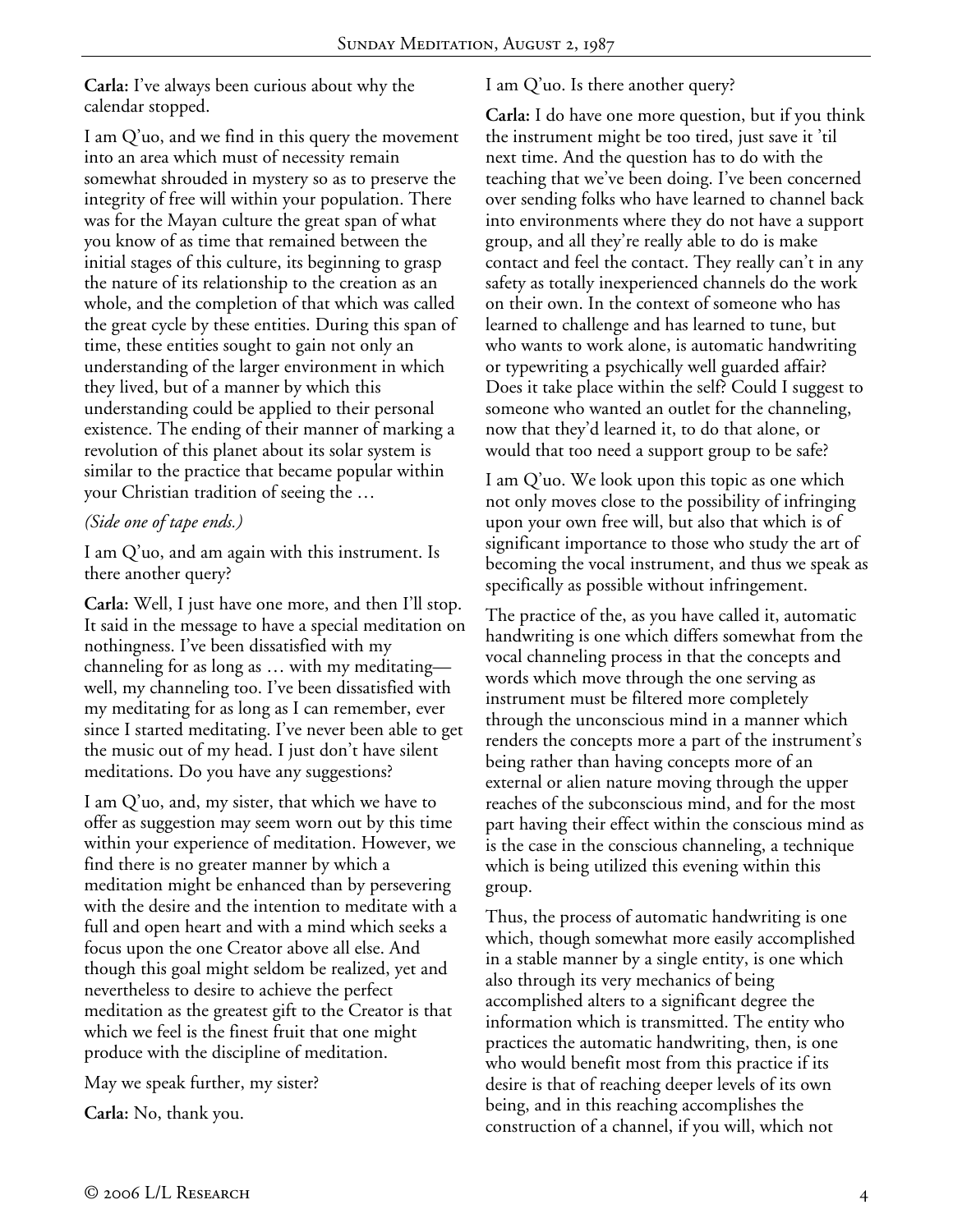**Carla:** I've always been curious about why the calendar stopped.

I am Q'uo, and we find in this query the movement into an area which must of necessity remain somewhat shrouded in mystery so as to preserve the integrity of free will within your population. There was for the Mayan culture the great span of what you know of as time that remained between the initial stages of this culture, its beginning to grasp the nature of its relationship to the creation as an whole, and the completion of that which was called the great cycle by these entities. During this span of time, these entities sought to gain not only an understanding of the larger environment in which they lived, but of a manner by which this understanding could be applied to their personal existence. The ending of their manner of marking a revolution of this planet about its solar system is similar to the practice that became popular within your Christian tradition of seeing the …

*(Side one of tape ends.)*

I am Q'uo, and am again with this instrument. Is there another query?

**Carla:** Well, I just have one more, and then I'll stop. It said in the message to have a special meditation on nothingness. I've been dissatisfied with my channeling for as long as … with my meditating—well, my channeling too. I've been dissatisfied with my meditating for as long as I can remember, ever since I started meditating. I've never been able to get the music out of my head. I just don't have silent meditations. Do you have any suggestions?

I am Q'uo, and, my sister, that which we have to offer as suggestion may seem worn out by this time within your experience of meditation. However, we find there is no greater manner by which a meditation might be enhanced than by persevering with the desire and the intention to meditate with a full and open heart and with a mind which seeks a focus upon the one Creator above all else. And though this goal might seldom be realized, yet and nevertheless to desire to achieve the perfect meditation as the greatest gift to the Creator is that which we feel is the finest fruit that one might produce with the discipline of meditation.

May we speak further, my sister?

**Carla:** No, thank you.

I am Q'uo. Is there another query?

**Carla:** I do have one more question, but if you think the instrument might be too tired, just save it 'til next time. And the question has to do with the teaching that we've been doing. I've been concerned over sending folks who have learned to channel back into environments where they do not have a support group, and all they're really able to do is make contact and feel the contact. They really can't in any safety as totally inexperienced channels do the work on their own. In the context of someone who has learned to challenge and has learned to tune, but who wants to work alone, is automatic handwriting or typewriting a psychically well guarded affair? Does it take place within the self? Could I suggest to someone who wanted an outlet for the channeling, now that they'd learned it, to do that alone, or would that too need a support group to be safe?

I am Q'uo. We look upon this topic as one which not only moves close to the possibility of infringing upon your own free will, but also that which is of significant importance to those who study the art of becoming the vocal instrument, and thus we speak as specifically as possible without infringement.

The practice of the, as you have called it, automatic handwriting is one which differs somewhat from the vocal channeling process in that the concepts and words which move through the one serving as instrument must be filtered more completely through the unconscious mind in a manner which renders the concepts more a part of the instrument's being rather than having concepts more of an external or alien nature moving through the upper reaches of the subconscious mind, and for the most part having their effect within the conscious mind as is the case in the conscious channeling, a technique which is being utilized this evening within this group.

Thus, the process of automatic handwriting is one which, though somewhat more easily accomplished in a stable manner by a single entity, is one which also through its very mechanics of being accomplished alters to a significant degree the information which is transmitted. The entity who practices the automatic handwriting, then, is one who would benefit most from this practice if its desire is that of reaching deeper levels of its own being, and in this reaching accomplishes the construction of a channel, if you will, which not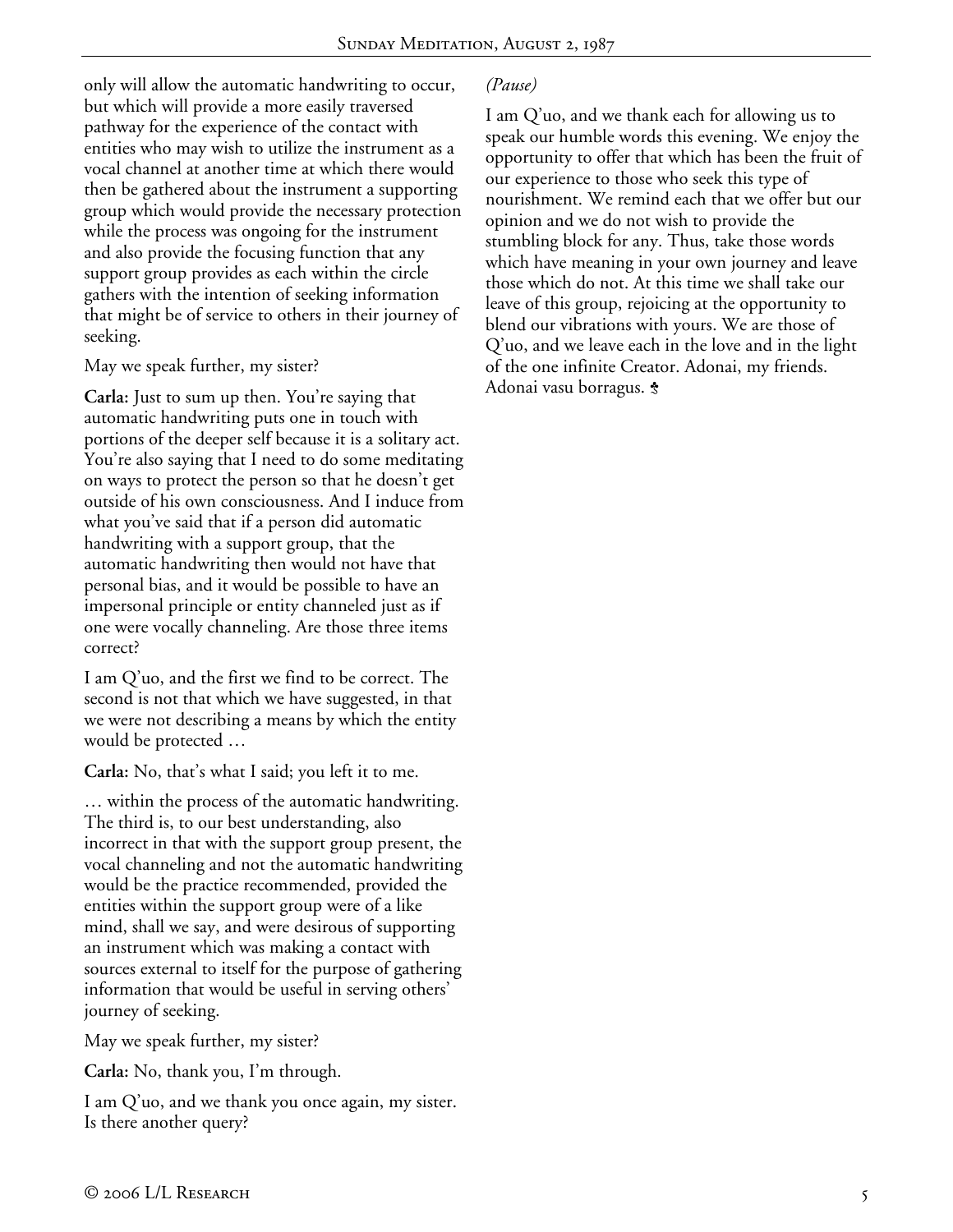only will allow the automatic handwriting to occur, but which will provide a more easily traversed pathway for the experience of the contact with entities who may wish to utilize the instrument as a vocal channel at another time at which there would then be gathered about the instrument a supporting group which would provide the necessary protection while the process was ongoing for the instrument and also provide the focusing function that any support group provides as each within the circle gathers with the intention of seeking information that might be of service to others in their journey of seeking.

May we speak further, my sister?

**Carla:** Just to sum up then. You're saying that automatic handwriting puts one in touch with portions of the deeper self because it is a solitary act. You're also saying that I need to do some meditating on ways to protect the person so that he doesn't get outside of his own consciousness. And I induce from what you've said that if a person did automatic handwriting with a support group, that the automatic handwriting then would not have that personal bias, and it would be possible to have an impersonal principle or entity channeled just as if one were vocally channeling. Are those three items correct?

I am Q'uo, and the first we find to be correct. The second is not that which we have suggested, in that we were not describing a means by which the entity would be protected …

**Carla:** No, that's what I said; you left it to me.

… within the process of the automatic handwriting. The third is, to our best understanding, also incorrect in that with the support group present, the vocal channeling and not the automatic handwriting would be the practice recommended, provided the entities within the support group were of a like mind, shall we say, and were desirous of supporting an instrument which was making a contact with sources external to itself for the purpose of gathering information that would be useful in serving others' journey of seeking.

May we speak further, my sister?

**Carla:** No, thank you, I'm through.

I am Q'uo, and we thank you once again, my sister. Is there another query?

*(Pause)*

I am Q'uo, and we thank each for allowing us to speak our humble words this evening. We enjoy the opportunity to offer that which has been the fruit of our experience to those who seek this type of nourishment. We remind each that we offer but our opinion and we do not wish to provide the stumbling block for any. Thus, take those words which have meaning in your own journey and leave those which do not. At this time we shall take our leave of this group, rejoicing at the opportunity to blend our vibrations with yours. We are those of Q'uo, and we leave each in the love and in the light of the one infinite Creator. Adonai, my friends. Adonai vasu borragus.